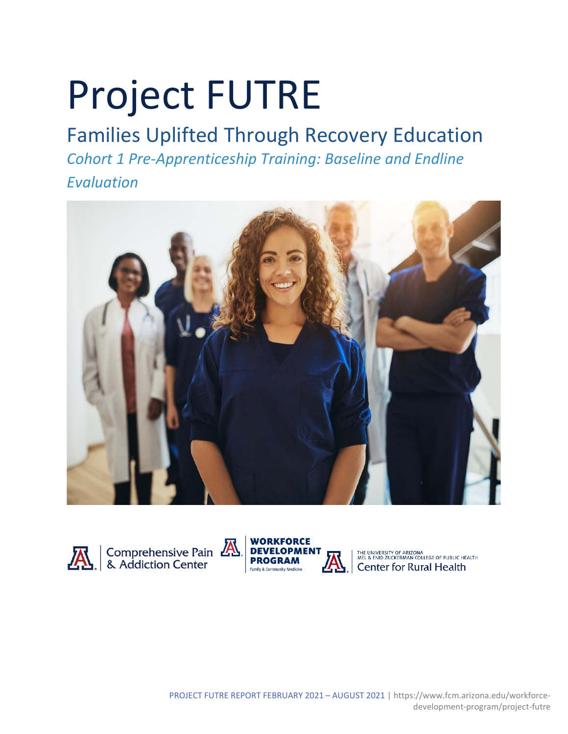# Project FUTRE

## Families Uplifted Through Recovery Education

*Cohort 1 Pre-Apprenticeship Training: Baseline and Endline Evaluation*

Comprehensive Pain & Addiction Center

WORKFORCE DEVELOPMENT PROGRAM
Family & Community Medicine

THE UNIVERSITY OF ARIZONA
MEL & ENID ZUCKERMAN COLLEGE OF PUBLIC HEALTH
Center for Rural Health

PROJECT FUTRE REPORT FEBRUARY 2021 – AUGUST 2021 | https://www.fcm.arizona.edu/workforce-development-program/project-futre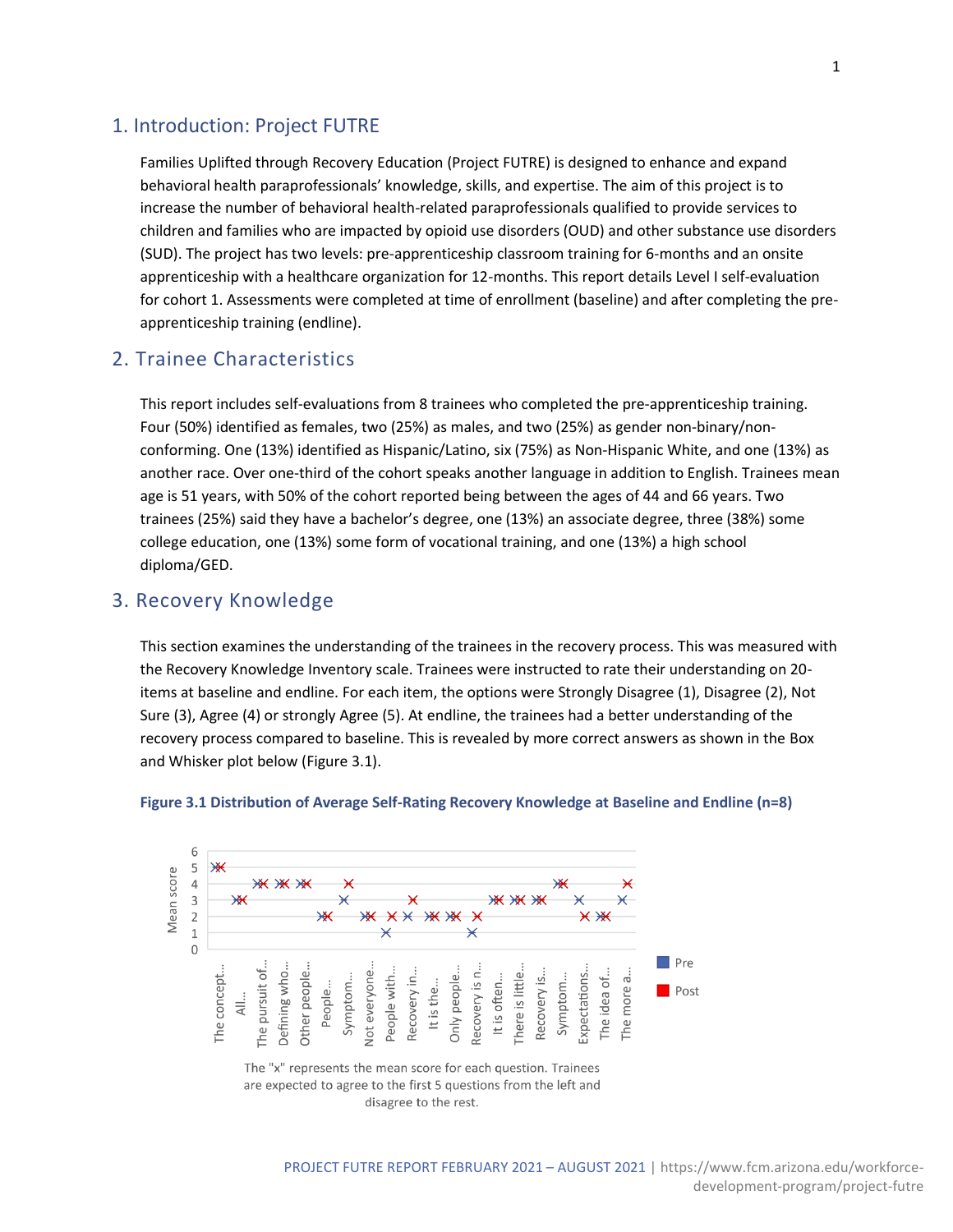## 1. Introduction: Project FUTRE

Families Uplifted through Recovery Education (Project FUTRE) is designed to enhance and expand behavioral health paraprofessionals' knowledge, skills, and expertise. The aim of this project is to increase the number of behavioral health-related paraprofessionals qualified to provide services to children and families who are impacted by opioid use disorders (OUD) and other substance use disorders (SUD). The project has two levels: pre-apprenticeship classroom training for 6-months and an onsite apprenticeship with a healthcare organization for 12-months. This report details Level I self-evaluation for cohort 1. Assessments were completed at time of enrollment (baseline) and after completing the pre-apprenticeship training (endline).

## 2. Trainee Characteristics

This report includes self-evaluations from 8 trainees who completed the pre-apprenticeship training. Four (50%) identified as females, two (25%) as males, and two (25%) as gender non-binary/non-conforming. One (13%) identified as Hispanic/Latino, six (75%) as Non-Hispanic White, and one (13%) as another race. Over one-third of the cohort speaks another language in addition to English. Trainees mean age is 51 years, with 50% of the cohort reported being between the ages of 44 and 66 years. Two trainees (25%) said they have a bachelor's degree, one (13%) an associate degree, three (38%) some college education, one (13%) some form of vocational training, and one (13%) a high school diploma/GED.

## 3. Recovery Knowledge

This section examines the understanding of the trainees in the recovery process. This was measured with the Recovery Knowledge Inventory scale. Trainees were instructed to rate their understanding on 20-items at baseline and endline. For each item, the options were Strongly Disagree (1), Disagree (2), Not Sure (3), Agree (4) or strongly Agree (5). At endline, the trainees had a better understanding of the recovery process compared to baseline. This is revealed by more correct answers as shown in the Box and Whisker plot below (Figure 3.1).

**Figure 3.1 Distribution of Average Self-Rating Recovery Knowledge at Baseline and Endline (n=8)**

The "x" represents the mean score for each question. Trainees are expected to agree to the first 5 questions from the left and disagree to the rest.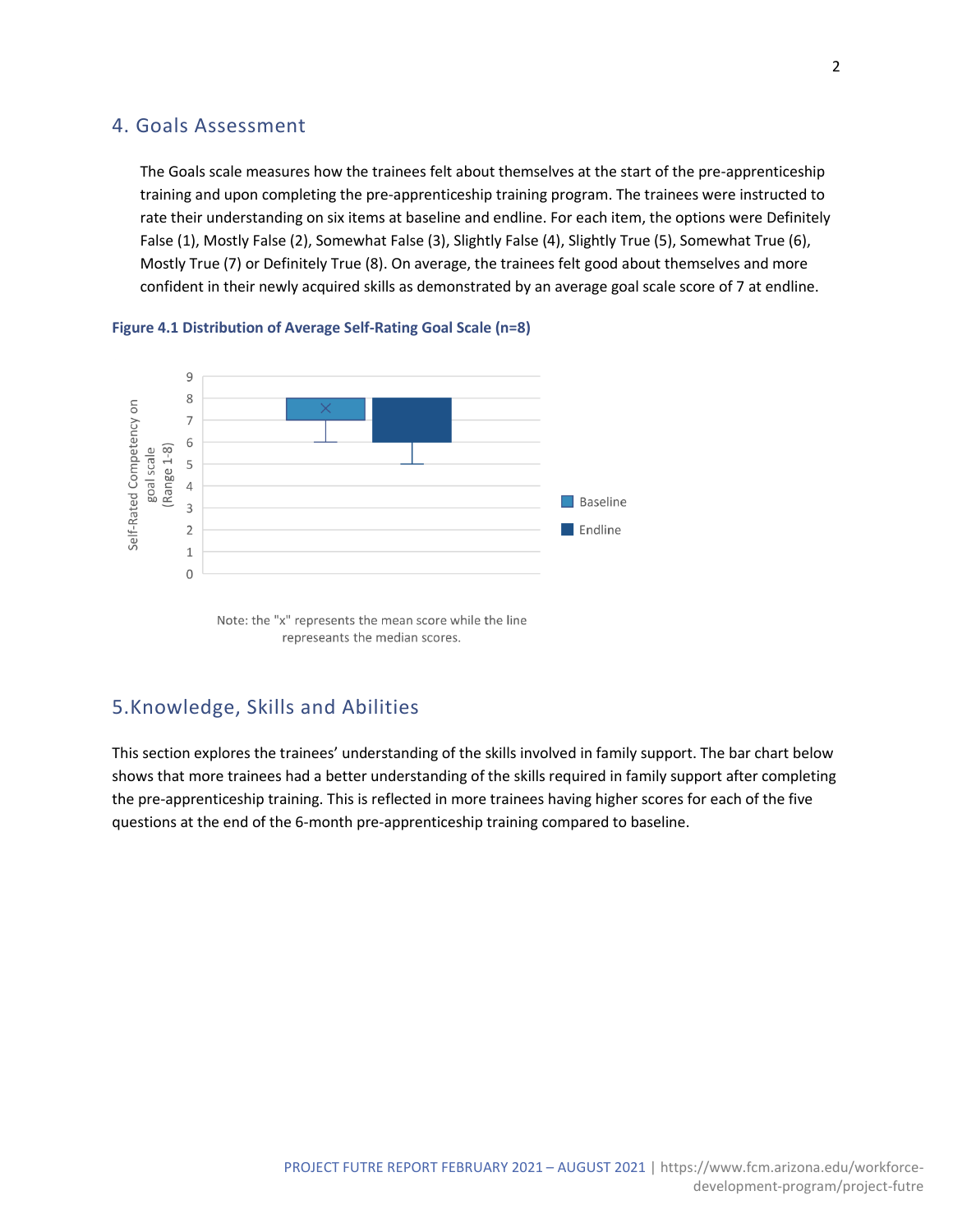## 4. Goals Assessment

The Goals scale measures how the trainees felt about themselves at the start of the pre-apprenticeship training and upon completing the pre-apprenticeship training program. The trainees were instructed to rate their understanding on six items at baseline and endline. For each item, the options were Definitely False (1), Mostly False (2), Somewhat False (3), Slightly False (4), Slightly True (5), Somewhat True (6), Mostly True (7) or Definitely True (8). On average, the trainees felt good about themselves and more confident in their newly acquired skills as demonstrated by an average goal scale score of 7 at endline.

**Figure 4.1 Distribution of Average Self-Rating Goal Scale (n=8)**

Note: the "x" represents the mean score while the line represeants the median scores.

## 5.Knowledge, Skills and Abilities

This section explores the trainees' understanding of the skills involved in family support. The bar chart below shows that more trainees had a better understanding of the skills required in family support after completing the pre-apprenticeship training. This is reflected in more trainees having higher scores for each of the five questions at the end of the 6-month pre-apprenticeship training compared to baseline.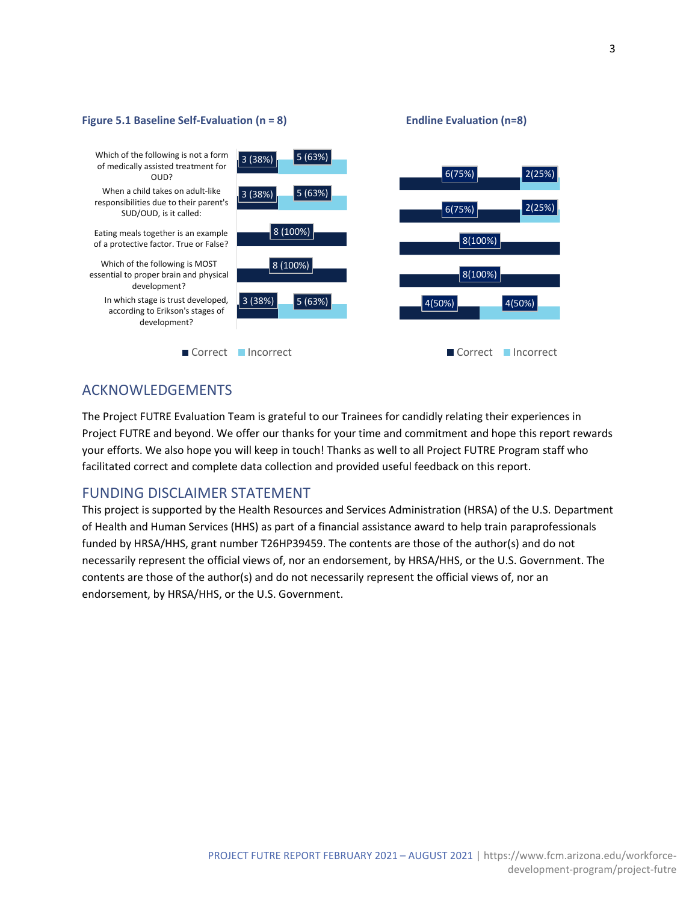**Figure 5.1 Baseline Self-Evaluation (n = 8)**

Which of the following is not a form of medically assisted treatment for OUD?

3 (38%)
5 (63%)

When a child takes on adult-like responsibilities due to their parent's SUD/OUD, is it called:

3 (38%)
5 (63%)

Eating meals together is an example of a protective factor. True or False?

8 (100%)

Which of the following is MOST essential to proper brain and physical development?

8 (100%)

In which stage is trust developed, according to Erikson's stages of development?

3 (38%)
5 (63%)

Correct
Incorrect

**Endline Evaluation (n=8)**

6(75%)
2(25%)

6(75%)
2(25%)

8(100%)

8(100%)

4(50%)
4(50%)

Correct
Incorrect

## ACKNOWLEDGEMENTS

The Project FUTRE Evaluation Team is grateful to our Trainees for candidly relating their experiences in Project FUTRE and beyond. We offer our thanks for your time and commitment and hope this report rewards your efforts. We also hope you will keep in touch! Thanks as well to all Project FUTRE Program staff who facilitated correct and complete data collection and provided useful feedback on this report.

## FUNDING DISCLAIMER STATEMENT

This project is supported by the Health Resources and Services Administration (HRSA) of the U.S. Department of Health and Human Services (HHS) as part of a financial assistance award to help train paraprofessionals funded by HRSA/HHS, grant number T26HP39459. The contents are those of the author(s) and do not necessarily represent the official views of, nor an endorsement, by HRSA/HHS, or the U.S. Government. The contents are those of the author(s) and do not necessarily represent the official views of, nor an endorsement, by HRSA/HHS, or the U.S. Government.